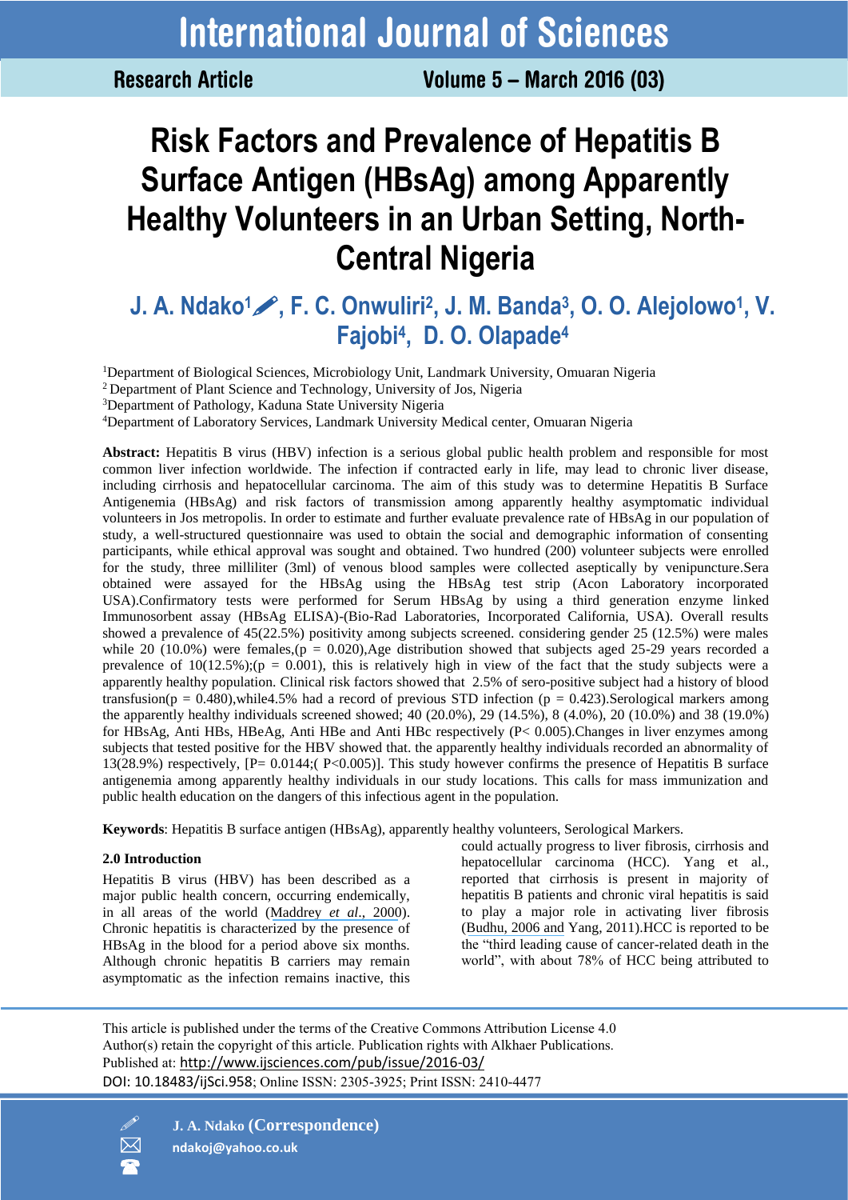# Risk Factors and Prevalence of Hepatitis B Surface Antigen (HBsAg) among Apparently Healthy Volunteers in an Urban Setting, North-Central Nigeria

**J. A. Ndako[1], F. C. Onwuliri[2], J. M. Banda[3], O. O. Alejolowo[1], V. Fajobi[4], D. O. Olapade[4]**

[1]Department of Biological Sciences, Microbiology Unit, Landmark University, Omuaran Nigeria
[2] Department of Plant Science and Technology, University of Jos, Nigeria
[3]Department of Pathology, Kaduna State University Nigeria
[4]Department of Laboratory Services, Landmark University Medical center, Omuaran Nigeria

**Abstract:** Hepatitis B virus (HBV) infection is a serious global public health problem and responsible for most common liver infection worldwide. The infection if contracted early in life, may lead to chronic liver disease, including cirrhosis and hepatocellular carcinoma. The aim of this study was to determine Hepatitis B Surface Antigenemia (HBsAg) and risk factors of transmission among apparently healthy asymptomatic individual volunteers in Jos metropolis. In order to estimate and further evaluate prevalence rate of HBsAg in our population of study, a well-structured questionnaire was used to obtain the social and demographic information of consenting participants, while ethical approval was sought and obtained. Two hundred (200) volunteer subjects were enrolled for the study, three milliliter (3ml) of venous blood samples were collected aseptically by venipuncture.Sera obtained were assayed for the HBsAg using the HBsAg test strip (Acon Laboratory incorporated USA).Confirmatory tests were performed for Serum HBsAg by using a third generation enzyme linked Immunosorbent assay (HBsAg ELISA)-(Bio-Rad Laboratories, Incorporated California, USA). Overall results showed a prevalence of 45(22.5%) positivity among subjects screened. considering gender 25 (12.5%) were males while 20 (10.0%) were females,($p = 0.020$),Age distribution showed that subjects aged 25-29 years recorded a prevalence of 10(12.5%);($p = 0.001$), this is relatively high in view of the fact that the study subjects were a apparently healthy population. Clinical risk factors showed that 2.5% of sero-positive subject had a history of blood transfusion($p = 0.480$),while4.5% had a record of previous STD infection ($p = 0.423$).Serological markers among the apparently healthy individuals screened showed; 40 (20.0%), 29 (14.5%), 8 (4.0%), 20 (10.0%) and 38 (19.0%) for HBsAg, Anti HBs, HBeAg, Anti HBe and Anti HBc respectively ($P< 0.005$).Changes in liver enzymes among subjects that tested positive for the HBV showed that. the apparently healthy individuals recorded an abnormality of 13(28.9%) respectively, [$P= 0.0144$;( $P<0.005$)]. This study however confirms the presence of Hepatitis B surface antigenemia among apparently healthy individuals in our study locations. This calls for mass immunization and public health education on the dangers of this infectious agent in the population.

**Keywords**: Hepatitis B surface antigen (HBsAg), apparently healthy volunteers, Serological Markers.

## 2.0 Introduction

Hepatitis B virus (HBV) has been described as a major public health concern, occurring endemically, in all areas of the world (Maddrey *et al.,* 2000). Chronic hepatitis is characterized by the presence of HBsAg in the blood for a period above six months. Although chronic hepatitis B carriers may remain asymptomatic as the infection remains inactive, this could actually progress to liver fibrosis, cirrhosis and hepatocellular carcinoma (HCC). Yang et al., reported that cirrhosis is present in majority of hepatitis B patients and chronic viral hepatitis is said to play a major role in activating liver fibrosis (Budhu, 2006 and Yang, 2011).HCC is reported to be the "third leading cause of cancer-related death in the world", with about 78% of HCC being attributed to

This article is published under the terms of the Creative Commons Attribution License 4.0
Author(s) retain the copyright of this article. Publication rights with Alkhaer Publications.
Published at: http://www.ijsciences.com/pub/issue/2016-03/
DOI: 10.18483/ijSci.958; Online ISSN: 2305-3925; Print ISSN: 2410-4477

**J. A. Ndako (Correspondence)**
ndakoj@yahoo.co.uk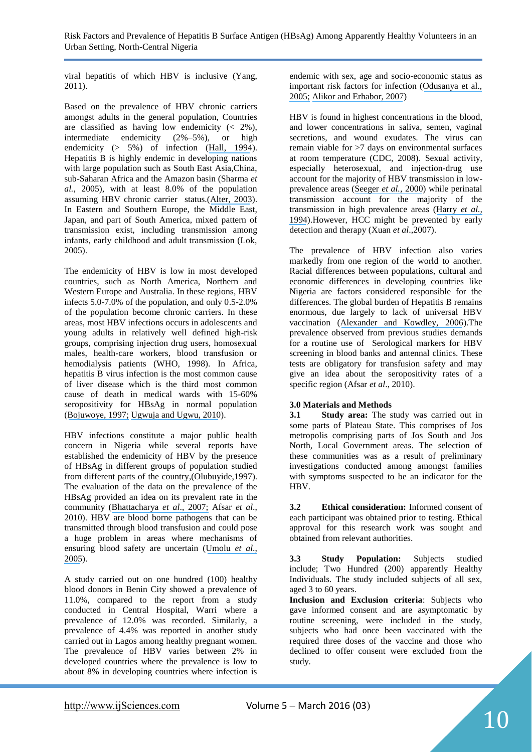viral hepatitis of which HBV is inclusive (Yang, 2011).

Based on the prevalence of HBV chronic carriers amongst adults in the general population, Countries are classified as having low endemicity (< 2%), intermediate endemicity (2%–5%), or high endemicity (> 5%) of infection (Hall, 1994). Hepatitis B is highly endemic in developing nations with large population such as South East Asia,China, sub-Saharan Africa and the Amazon basin (Sharma *et al.,* 2005), with at least 8.0% of the population assuming HBV chronic carrier status.(Alter, 2003). In Eastern and Southern Europe, the Middle East, Japan, and part of South America, mixed pattern of transmission exist, including transmission among infants, early childhood and adult transmission (Lok, 2005).

The endemicity of HBV is low in most developed countries, such as North America, Northern and Western Europe and Australia. In these regions, HBV infects 5.0-7.0% of the population, and only 0.5-2.0% of the population become chronic carriers. In these areas, most HBV infections occurs in adolescents and young adults in relatively well defined high-risk groups, comprising injection drug users, homosexual males, health-care workers, blood transfusion or hemodialysis patients (WHO, 1998). In Africa, hepatitis B virus infection is the most common cause of liver disease which is the third most common cause of death in medical wards with 15-60% seropositivity for HBsAg in normal population (Bojuwoye, 1997; Ugwuja and Ugwu, 2010).

HBV infections constitute a major public health concern in Nigeria while several reports have established the endemicity of HBV by the presence of HBsAg in different groups of population studied from different parts of the country,(Olubuyide,1997). The evaluation of the data on the prevalence of the HBsAg provided an idea on its prevalent rate in the community (Bhattacharya *et al*., 2007; Afsar *et al*., 2010). HBV are blood borne pathogens that can be transmitted through blood transfusion and could pose a huge problem in areas where mechanisms of ensuring blood safety are uncertain (Umolu *et al*., 2005).

A study carried out on one hundred (100) healthy blood donors in Benin City showed a prevalence of 11.0%, compared to the report from a study conducted in Central Hospital, Warri where a prevalence of 12.0% was recorded. Similarly, a prevalence of 4.4% was reported in another study carried out in Lagos among healthy pregnant women. The prevalence of HBV varies between 2% in developed countries where the prevalence is low to about 8% in developing countries where infection is endemic with sex, age and socio-economic status as important risk factors for infection (Odusanya et al., 2005; Alikor and Erhabor, 2007)

HBV is found in highest concentrations in the blood, and lower concentrations in saliva, semen, vaginal secretions, and wound exudates. The virus can remain viable for >7 days on environmental surfaces at room temperature (CDC, 2008). Sexual activity, especially heterosexual, and injection-drug use account for the majority of HBV transmission in low-prevalence areas (Seeger *et al.,* 2000) while perinatal transmission account for the majority of the transmission in high prevalence areas (Harry *et al.,* 1994).However, HCC might be prevented by early detection and therapy (Xuan *et al*.,2007).

The prevalence of HBV infection also varies markedly from one region of the world to another. Racial differences between populations, cultural and economic differences in developing countries like Nigeria are factors considered responsible for the differences. The global burden of Hepatitis B remains enormous, due largely to lack of universal HBV vaccination (Alexander and Kowdley, 2006).The prevalence observed from previous studies demands for a routine use of Serological markers for HBV screening in blood banks and antennal clinics. These tests are obligatory for transfusion safety and may give an idea about the seropositivity rates of a specific region (Afsar *et al*., 2010).

## 3.0 Materials and Methods

**3.1 Study area:** The study was carried out in some parts of Plateau State. This comprises of Jos metropolis comprising parts of Jos South and Jos North, Local Government areas. The selection of these communities was as a result of preliminary investigations conducted among amongst families with symptoms suspected to be an indicator for the HBV.

**3.2 Ethical consideration:** Informed consent of each participant was obtained prior to testing. Ethical approval for this research work was sought and obtained from relevant authorities.

**3.3 Study Population:** Subjects studied include; Two Hundred (200) apparently Healthy Individuals. The study included subjects of all sex, aged 3 to 60 years.

**Inclusion and Exclusion criteria**: Subjects who gave informed consent and are asymptomatic by routine screening, were included in the study, subjects who had once been vaccinated with the required three doses of the vaccine and those who declined to offer consent were excluded from the study.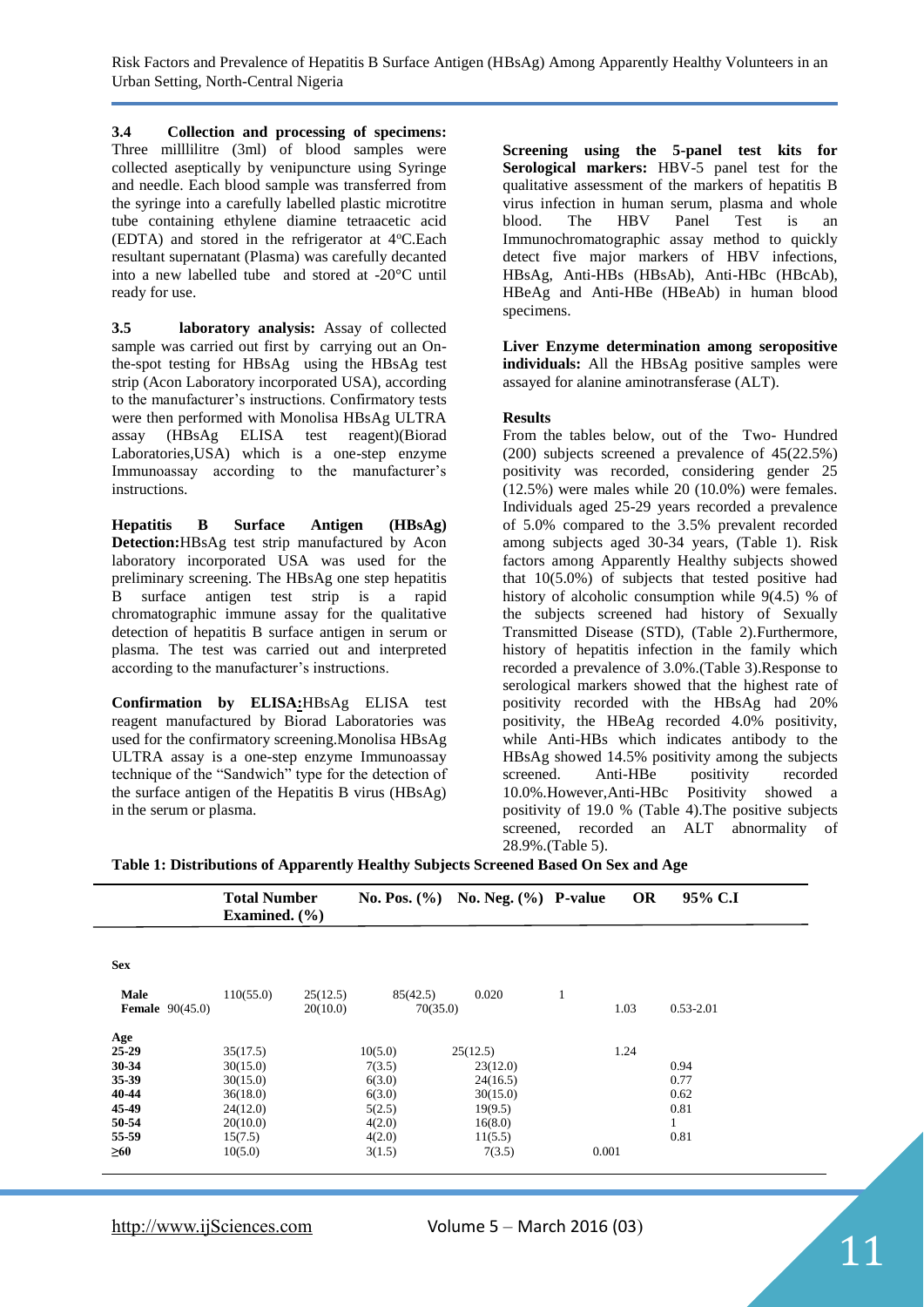**3.4 Collection and processing of specimens:** Three millilitre (3ml) of blood samples were collected aseptically by venipuncture using Syringe and needle. Each blood sample was transferred from the syringe into a carefully labelled plastic microtitre tube containing ethylene diamine tetraacetic acid (EDTA) and stored in the refrigerator at 4°C.Each resultant supernatant (Plasma) was carefully decanted into a new labelled tube and stored at -20°C until ready for use.

**3.5 laboratory analysis:** Assay of collected sample was carried out first by carrying out an On-the-spot testing for HBsAg using the HBsAg test strip (Acon Laboratory incorporated USA), according to the manufacturer's instructions. Confirmatory tests were then performed with Monolisa HBsAg ULTRA assay (HBsAg ELISA test reagent)(Biorad Laboratories,USA) which is a one-step enzyme Immunoassay according to the manufacturer's instructions.

**Hepatitis B Surface Antigen (HBsAg) Detection:**HBsAg test strip manufactured by Acon laboratory incorporated USA was used for the preliminary screening. The HBsAg one step hepatitis B surface antigen test strip is a rapid chromatographic immune assay for the qualitative detection of hepatitis B surface antigen in serum or plasma. The test was carried out and interpreted according to the manufacturer's instructions.

**Confirmation by ELISA:**HBsAg ELISA test reagent manufactured by Biorad Laboratories was used for the confirmatory screening.Monolisa HBsAg ULTRA assay is a one-step enzyme Immunoassay technique of the "Sandwich" type for the detection of the surface antigen of the Hepatitis B virus (HBsAg) in the serum or plasma.

**Screening using the 5-panel test kits for Serological markers:** HBV-5 panel test for the qualitative assessment of the markers of hepatitis B virus infection in human serum, plasma and whole blood. The HBV Panel Test is an Immunochromatographic assay method to quickly detect five major markers of HBV infections, HBsAg, Anti-HBs (HBsAb), Anti-HBc (HBcAb), HBeAg and Anti-HBe (HBeAb) in human blood specimens.

**Liver Enzyme determination among seropositive individuals:** All the HBsAg positive samples were assayed for alanine aminotransferase (ALT).

**Results**

From the tables below, out of the Two- Hundred (200) subjects screened a prevalence of 45(22.5%) positivity was recorded, considering gender 25 (12.5%) were males while 20 (10.0%) were females. Individuals aged 25-29 years recorded a prevalence of 5.0% compared to the 3.5% prevalent recorded among subjects aged 30-34 years, (Table 1). Risk factors among Apparently Healthy subjects showed that 10(5.0%) of subjects that tested positive had history of alcoholic consumption while 9(4.5) % of the subjects screened had history of Sexually Transmitted Disease (STD), (Table 2).Furthermore, history of hepatitis infection in the family which recorded a prevalence of 3.0%.(Table 3).Response to serological markers showed that the highest rate of positivity recorded with the HBsAg had 20% positivity, the HBeAg recorded 4.0% positivity, while Anti-HBs which indicates antibody to the HBsAg showed 14.5% positivity among the subjects screened. Anti-HBe positivity recorded 10.0%.However,Anti-HBc Positivity showed a positivity of 19.0 % (Table 4).The positive subjects screened, recorded an ALT abnormality of 28.9%.(Table 5).

**Table 1: Distributions of Apparently Healthy Subjects Screened Based On Sex and Age**

| | Total Number Examined. (%) | No. Pos. (%) | No. Neg. (%) | P-value | OR | 95% C.I |
|---|---|---|---|---|---|---|
| **Sex** | | | | | | |
| **Male** | 110(55.0) | 25(12.5) | 85(42.5) | 0.020 | 1 | |
| **Female** | 90(45.0) | 20(10.0) | 70(35.0) | | 1.03 | 0.53-2.01 |
| **Age** | | | | | | |
| **25-29** | 35(17.5) | 10(5.0) | 25(12.5) | | 1.24 | |
| **30-34** | 30(15.0) | 7(3.5) | 23(12.0) | | | 0.94 |
| **35-39** | 30(15.0) | 6(3.0) | 24(16.5) | | | 0.77 |
| **40-44** | 36(18.0) | 6(3.0) | 30(15.0) | | | 0.62 |
| **45-49** | 24(12.0) | 5(2.5) | 19(9.5) | | | 0.81 |
| **50-54** | 20(10.0) | 4(2.0) | 16(8.0) | | | 1 |
| **55-59** | 15(7.5) | 4(2.0) | 11(5.5) | | | 0.81 |
| **≥60** | 10(5.0) | 3(1.5) | 7(3.5) | 0.001 | | |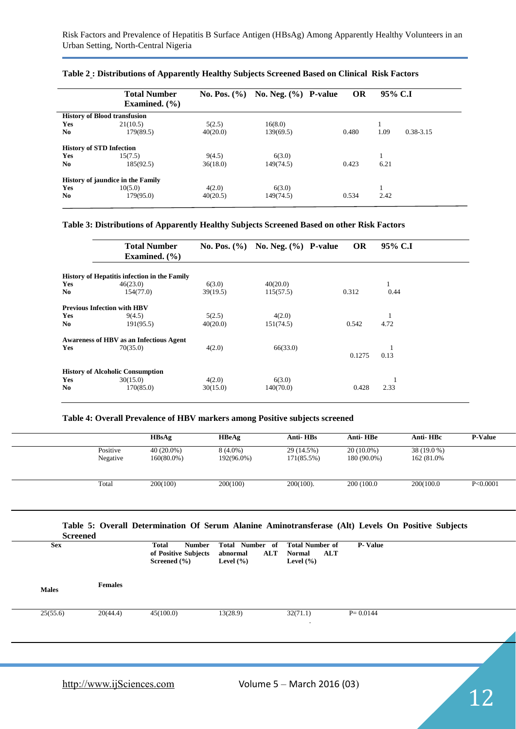**Table 2 : Distributions of Apparently Healthy Subjects Screened Based on Clinical Risk Factors**

| | Total Number Examined. (%) | No. Pos. (%) | No. Neg. (%) | P-value | OR | 95% C.I |
|---|---|---|---|---|---|---|
| **History of Blood transfusion** | | | | | | |
| **Yes** | 21(10.5) | 5(2.5) | 16(8.0) | | 1 | |
| **No** | 179(89.5) | 40(20.0) | 139(69.5) | 0.480 | 1.09 | 0.38-3.15 |
| **History of STD Infection** | | | | | | |
| **Yes** | 15(7.5) | 9(4.5) | 6(3.0) | | 1 | |
| **No** | 185(92.5) | 36(18.0) | 149(74.5) | 0.423 | 6.21 | |
| **History of jaundice in the Family** | | | | | | |
| **Yes** | 10(5.0) | 4(2.0) | 6(3.0) | | 1 | |
| **No** | 179(95.0) | 40(20.5) | 149(74.5) | 0.534 | 2.42 | |

**Table 3: Distributions of Apparently Healthy Subjects Screened Based on other Risk Factors**

| | Total Number Examined. (%) | No. Pos. (%) | No. Neg. (%) | P-value | OR | 95% C.I |
|---|---|---|---|---|---|---|
| **History of Hepatitis infection in the Family** | | | | | | |
| **Yes** | 46(23.0) | 6(3.0) | 40(20.0) | | 1 | |
| **No** | 154(77.0) | 39(19.5) | 115(57.5) | 0.312 | 0.44 | |
| **Previous Infection with HBV** | | | | | | |
| **Yes** | 9(4.5) | 5(2.5) | 4(2.0) | | 1 | |
| **No** | 191(95.5) | 40(20.0) | 151(74.5) | 0.542 | 4.72 | |
| **Awareness of HBV as an Infectious Agent** | | | | | | |
| **Yes** | 70(35.0) | 4(2.0) | 66(33.0) | 0.1275 | 1<br>0.13 | |
| **History of Alcoholic Consumption** | | | | | | |
| **Yes** | 30(15.0) | 4(2.0) | 6(3.0) | | 1 | |
| **No** | 170(85.0) | 30(15.0) | 140(70.0) | 0.428 | 2.33 | |

**Table 4: Overall Prevalence of HBV markers among Positive subjects screened**

| | HBsAg | HBeAg | Anti- HBs | Anti- HBe | Anti- HBc | P-Value |
|---|---|---|---|---|---|---|
| Positive | 40 (20.0%) | 8 (4.0%) | 29 (14.5%) | 20 (10.0%) | 38 (19.0 %) | |
| Negative | 160(80.0%) | 192(96.0%) | 171(85.5%) | 180 (90.0%) | 162 (81.0% | |
| Total | 200(100) | 200(100) | 200(100). | 200 (100.0 | 200(100.0 | P<0.0001 |

**Table 5: Overall Determination Of Serum Alanine Aminotransferase (Alt) Levels On Positive Subjects Screened**

| Sex | | Total Number of Positive Subjects Screened (%) | Total Number of abnormal ALT Level (%) | Total Number of Normal ALT Level (%) | P- Value |
|---|---|---|---|---|---|
| Males | Females | | | | |
| 25(55.6) | 20(44.4) | 45(100.0) | 13(28.9) | 32(71.1) | P= 0.0144 |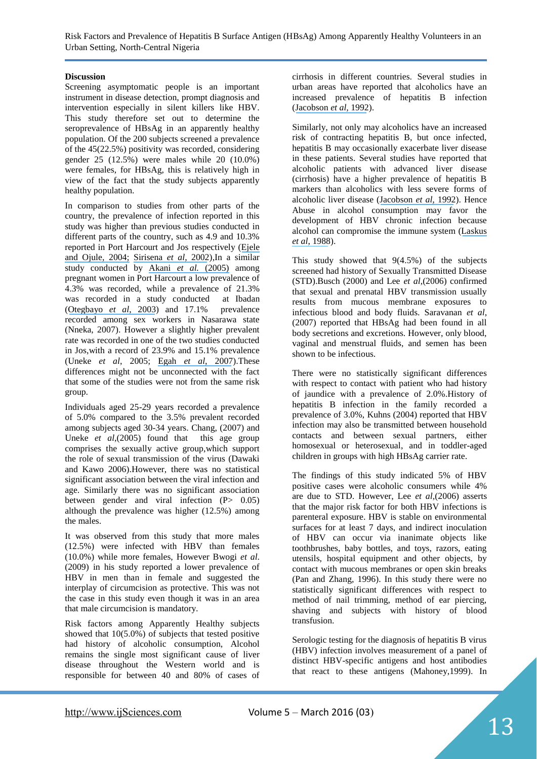**Discussion**

Screening asymptomatic people is an important instrument in disease detection, prompt diagnosis and intervention especially in silent killers like HBV. This study therefore set out to determine the seroprevalence of HBsAg in an apparently healthy population. Of the 200 subjects screened a prevalence of the 45(22.5%) positivity was recorded, considering gender 25 (12.5%) were males while 20 (10.0%) were females, for HBsAg, this is relatively high in view of the fact that the study subjects apparently healthy population.

In comparison to studies from other parts of the country, the prevalence of infection reported in this study was higher than previous studies conducted in different parts of the country, such as 4.9 and 10.3% reported in Port Harcourt and Jos respectively (Ejele and Ojule, 2004; Sirisena *et al,* 2002),In a similar study conducted by Akani *et al.* (2005) among pregnant women in Port Harcourt a low prevalence of 4.3% was recorded, while a prevalence of 21.3% was recorded in a study conducted at Ibadan (Otegbayo *et al,* 2003) and 17.1% prevalence recorded among sex workers in Nasarawa state (Nneka, 2007). However a slightly higher prevalent rate was recorded in one of the two studies conducted in Jos,with a record of 23.9% and 15.1% prevalence (Uneke *et al,* 2005; Egah *et al,* 2007).These differences might not be unconnected with the fact that some of the studies were not from the same risk group.

Individuals aged 25-29 years recorded a prevalence of 5.0% compared to the 3.5% prevalent recorded among subjects aged 30-34 years. Chang, (2007) and Uneke *et al,*(2005) found that this age group comprises the sexually active group,which support the role of sexual transmission of the virus (Dawaki and Kawo 2006).However, there was no statistical significant association between the viral infection and age. Similarly there was no significant association between gender and viral infection ($P > 0.05$) although the prevalence was higher (12.5%) among the males.

It was observed from this study that more males (12.5%) were infected with HBV than females (10.0%) while more females, However Bwogi *et al.* (2009) in his study reported a lower prevalence of HBV in men than in female and suggested the interplay of circumcision as protective. This was not the case in this study even though it was in an area that male circumcision is mandatory.

Risk factors among Apparently Healthy subjects showed that 10(5.0%) of subjects that tested positive had history of alcoholic consumption, Alcohol remains the single most significant cause of liver disease throughout the Western world and is responsible for between 40 and 80% of cases of cirrhosis in different countries. Several studies in urban areas have reported that alcoholics have an increased prevalence of hepatitis B infection (Jacobson *et al,* 1992).

Similarly, not only may alcoholics have an increased risk of contracting hepatitis B, but once infected, hepatitis B may occasionally exacerbate liver disease in these patients. Several studies have reported that alcoholic patients with advanced liver disease (cirrhosis) have a higher prevalence of hepatitis B markers than alcoholics with less severe forms of alcoholic liver disease (Jacobson *et al,* 1992). Hence Abuse in alcohol consumption may favor the development of HBV chronic infection because alcohol can compromise the immune system (Laskus *et al,* 1988).

This study showed that 9(4.5%) of the subjects screened had history of Sexually Transmitted Disease (STD).Busch (2000) and Lee *et al,*(2006) confirmed that sexual and prenatal HBV transmission usually results from mucous membrane exposures to infectious blood and body fluids. Saravanan *et al,* (2007) reported that HBsAg had been found in all body secretions and excretions. However, only blood, vaginal and menstrual fluids, and semen has been shown to be infectious.

There were no statistically significant differences with respect to contact with patient who had history of jaundice with a prevalence of 2.0%.History of hepatitis B infection in the family recorded a prevalence of 3.0%, Kuhns (2004) reported that HBV infection may also be transmitted between household contacts and between sexual partners, either homosexual or heterosexual, and in toddler-aged children in groups with high HBsAg carrier rate.

The findings of this study indicated 5% of HBV positive cases were alcoholic consumers while 4% are due to STD. However, Lee *et al,*(2006) asserts that the major risk factor for both HBV infections is parenteral exposure. HBV is stable on environmental surfaces for at least 7 days, and indirect inoculation of HBV can occur via inanimate objects like toothbrushes, baby bottles, and toys, razors, eating utensils, hospital equipment and other objects, by contact with mucous membranes or open skin breaks (Pan and Zhang, 1996). In this study there were no statistically significant differences with respect to method of nail trimming, method of ear piercing, shaving and subjects with history of blood transfusion.

Serologic testing for the diagnosis of hepatitis B virus (HBV) infection involves measurement of a panel of distinct HBV-specific antigens and host antibodies that react to these antigens (Mahoney,1999). In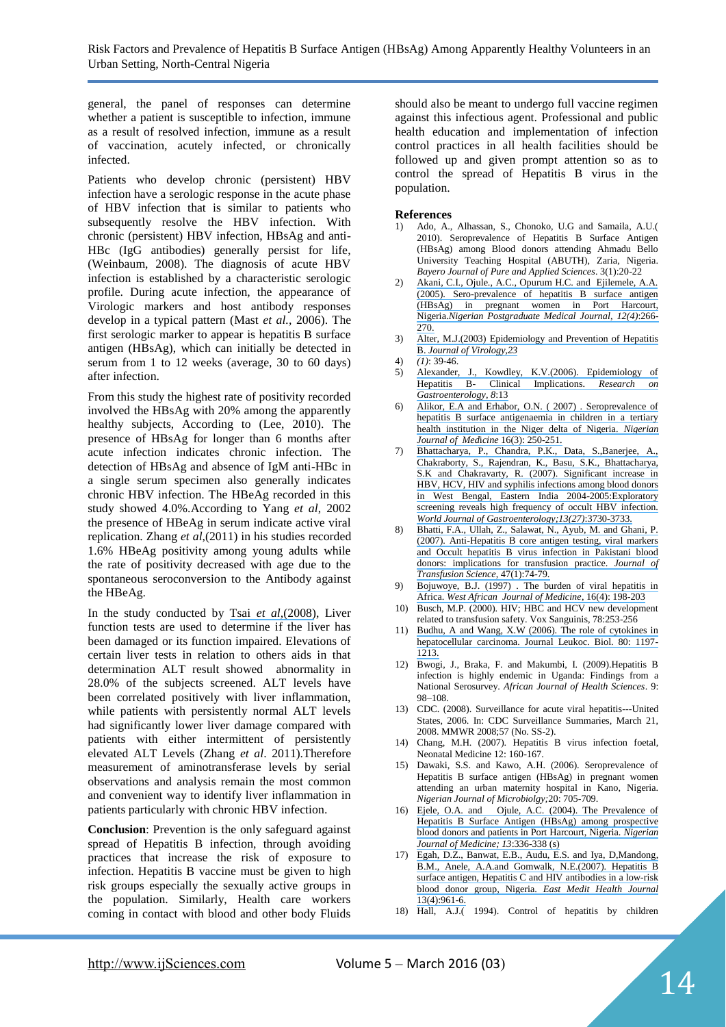general, the panel of responses can determine whether a patient is susceptible to infection, immune as a result of resolved infection, immune as a result of vaccination, acutely infected, or chronically infected.

Patients who develop chronic (persistent) HBV infection have a serologic response in the acute phase of HBV infection that is similar to patients who subsequently resolve the HBV infection. With chronic (persistent) HBV infection, HBsAg and anti-HBc (IgG antibodies) generally persist for life, (Weinbaum, 2008). The diagnosis of acute HBV infection is established by a characteristic serologic profile. During acute infection, the appearance of Virologic markers and host antibody responses develop in a typical pattern (Mast *et al.*, 2006). The first serologic marker to appear is hepatitis B surface antigen (HBsAg), which can initially be detected in serum from 1 to 12 weeks (average, 30 to 60 days) after infection.

From this study the highest rate of positivity recorded involved the HBsAg with 20% among the apparently healthy subjects, According to (Lee, 2010). The presence of HBsAg for longer than 6 months after acute infection indicates chronic infection. The detection of HBsAg and absence of IgM anti-HBc in a single serum specimen also generally indicates chronic HBV infection. The HBeAg recorded in this study showed 4.0%.According to Yang *et al*, 2002 the presence of HBeAg in serum indicate active viral replication. Zhang *et al*,(2011) in his studies recorded 1.6% HBeAg positivity among young adults while the rate of positivity decreased with age due to the spontaneous seroconversion to the Antibody against the HBeAg.

In the study conducted by Tsai *et al*,(2008), Liver function tests are used to determine if the liver has been damaged or its function impaired. Elevations of certain liver tests in relation to others aids in that determination ALT result showed abnormality in 28.0% of the subjects screened. ALT levels have been correlated positively with liver inflammation, while patients with persistently normal ALT levels had significantly lower liver damage compared with patients with either intermittent of persistently elevated ALT Levels (Zhang *et al*. 2011).Therefore measurement of aminotransferase levels by serial observations and analysis remain the most common and convenient way to identify liver inflammation in patients particularly with chronic HBV infection.

**Conclusion**: Prevention is the only safeguard against spread of Hepatitis B infection, through avoiding practices that increase the risk of exposure to infection. Hepatitis B vaccine must be given to high risk groups especially the sexually active groups in the population. Similarly, Health care workers coming in contact with blood and other body Fluids should also be meant to undergo full vaccine regimen against this infectious agent. Professional and public health education and implementation of infection control practices in all health facilities should be followed up and given prompt attention so as to control the spread of Hepatitis B virus in the population.

**References**

1) Ado, A., Alhassan, S., Chonoko, U.G and Samaila, A.U.( 2010). Seroprevalence of Hepatitis B Surface Antigen (HBsAg) among Blood donors attending Ahmadu Bello University Teaching Hospital (ABUTH), Zaria, Nigeria. *Bayero Journal of Pure and Applied Sciences*. 3(1):20-22
2) Akani, C.I., Ojule., A.C., Opurum H.C. and Ejilemele, A.A. (2005). Sero-prevalence of hepatitis B surface antigen (HBsAg) in pregnant women in Port Harcourt, Nigeria.*Nigerian Postgraduate Medical Journal, 12(4)*:266-270.
3) Alter, M.J.(2003) Epidemiology and Prevention of Hepatitis B. *Journal of Virology,23*
4) *(1)*: 39-46.
5) Alexander, J., Kowdley, K.V.(2006). Epidemiology of Hepatitis B- Clinical Implications. *Research on Gastroenterology, 8*:13
6) Alikor, E.A and Erhabor, O.N. ( 2007) . Seroprevalence of hepatitis B surface antigenaemia in children in a tertiary health institution in the Niger delta of Nigeria. *Nigerian Journal of Medicine* 16(3): 250-251.
7) Bhattacharya, P., Chandra, P.K., Data, S.,Banerjee, A., Chakraborty, S., Rajendran, K., Basu, S.K., Bhattacharya, S.K and Chakravarty, R. (2007). Significant increase in HBV, HCV, HIV and syphilis infections among blood donors in West Bengal, Eastern India 2004-2005:Exploratory screening reveals high frequency of occult HBV infection. *World Journal of Gastroenterology;13(27)*:3730-3733.
8) Bhatti, F.A., Ullah, Z., Salawat, N., Ayub, M. and Ghani, P. (2007). Anti-Hepatitis B core antigen testing, viral markers and Occult hepatitis B virus infection in Pakistani blood donors: implications for transfusion practice. *Journal of Transfusion Science*, 47(1):74-79.
9) Bojuwoye, B.J. (1997) . The burden of viral hepatitis in Africa. *West African Journal of Medicine*, 16(4): 198-203
10) Busch, M.P. (2000). HIV; HBC and HCV new development related to transfusion safety. Vox Sanguinis, 78:253-256
11) Budhu, A and Wang, X.W (2006). The role of cytokines in hepatocellular carcinoma. Journal Leukoc. Biol. 80: 1197-1213.
12) Bwogi, J., Braka, F. and Makumbi, I. (2009).Hepatitis B infection is highly endemic in Uganda: Findings from a National Serosurvey. *African Journal of Health Sciences*. 9: 98–108.
13) CDC. (2008). Surveillance for acute viral hepatitis---United States, 2006. In: CDC Surveillance Summaries, March 21, 2008. MMWR 2008;57 (No. SS-2).
14) Chang, M.H. (2007). Hepatitis B virus infection foetal, Neonatal Medicine 12: 160-167.
15) Dawaki, S.S. and Kawo, A.H. (2006). Seroprevalence of Hepatitis B surface antigen (HBsAg) in pregnant women attending an urban maternity hospital in Kano, Nigeria. *Nigerian Journal of Microbiolgy;*20: 705-709.
16) Ejele, O.A. and Ojule, A.C. (2004). The Prevalence of Hepatitis B Surface Antigen (HBsAg) among prospective blood donors and patients in Port Harcourt, Nigeria. *Nigerian Journal of Medicine; 13*:336-338 (s)
17) Egah, D.Z., Banwat, E.B., Audu, E.S. and Iya, D,Mandong, B.M., Anele, A.A.and Gomwalk, N.E.(2007). Hepatitis B surface antigen, Hepatitis C and HIV antibodies in a low-risk blood donor group, Nigeria. *East Medit Health Journal* 13(4):961-6.
18) Hall, A.J.( 1994). Control of hepatitis by children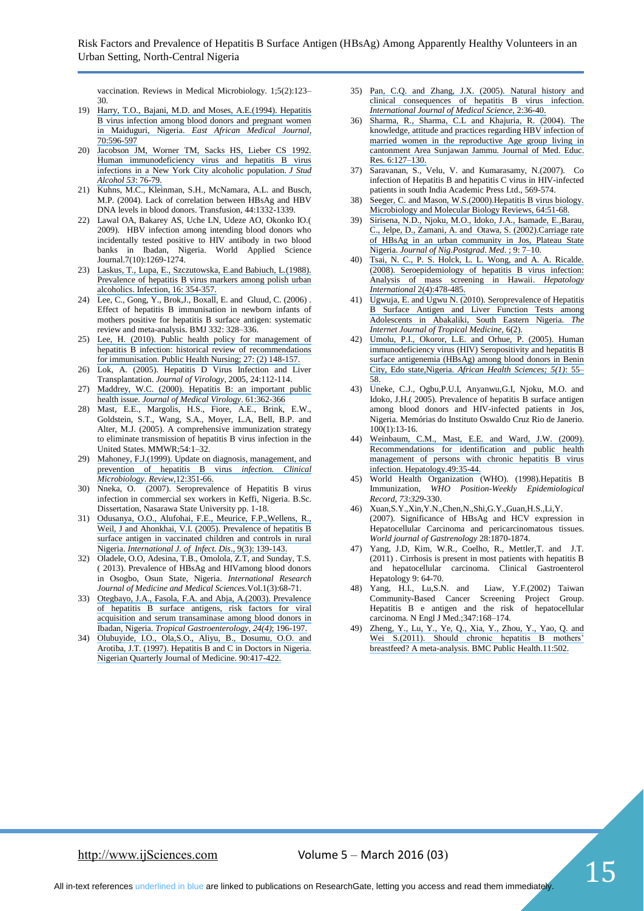vaccination. Reviews in Medical Microbiology. 1;5(2):123–30.

19) Harry, T.O., Bajani, M.D. and Moses, A.E.(1994). Hepatitis B virus infection among blood donors and pregnant women in Maiduguri, Nigeria. *East African Medical Journal*, 70:596-597
20) Jacobson JM, Worner TM, Sacks HS, Lieber CS 1992. Human immunodeficiency virus and hepatitis B virus infections in a New York City alcoholic population. *J Stud Alcohol 53*: 76-79.
21) Kuhns, M.C., Kleinman, S.H., McNamara, A.L. and Busch, M.P. (2004). Lack of correlation between HBsAg and HBV DNA levels in blood donors. Transfusion, 44:1332-1339.
22) Lawal OA, Bakarey AS, Uche LN, Udeze AO, Okonko IO.( 2009). HBV infection among intending blood donors who incidentally tested positive to HIV antibody in two blood banks in Ibadan, Nigeria. World Applied Science Journal.7(10):1269-1274.
23) Laskus, T., Lupa, E., Szczutowska, E.and Babiuch, L.(1988). Prevalence of hepatitis B virus markers among polish urban alcoholics. Infection, 16: 354-357.
24) Lee, C., Gong, Y., Brok,J., Boxall, E. and Gluud, C. (2006) . Effect of hepatitis B immunisation in newborn infants of mothers positive for hepatitis B surface antigen: systematic review and meta-analysis. BMJ 332: 328–336.
25) Lee, H. (2010). Public health policy for management of hepatitis B infection: historical review of recommendations for immunisation. Public Health Nursing; 27: (2) 148-157.
26) Lok, A. (2005). Hepatitis D Virus Infection and Liver Transplantation. *Journal of Virology*, 2005, 24:112-114.
27) Maddrey, W.C. (2000). Hepatitis B: an important public health issue. *Journal of Medical Virology*. 61:362-366
28) Mast, E.E., Margolis, H.S., Fiore, A.E., Brink, E.W., Goldstein, S.T., Wang, S.A., Moyer, L.A, Bell, B.P. and Alter, M.J. (2005). A comprehensive immunization strategy to eliminate transmission of hepatitis B virus infection in the United States. MMWR;54:1–32.
29) Mahoney, F.J.(1999). Update on diagnosis, management, and prevention of hepatitis B virus *infection. Clinical Microbiology. Review*,12:351-66.
30) Nneka, O. (2007). Seroprevalence of Hepatitis B virus infection in commercial sex workers in Keffi, Nigeria. B.Sc. Dissertation, Nasarawa State University pp. 1-18.
31) Odusanya, O.O., Alufohai, F.E., Meurice, F.P.,Wellens, R., Weil, J and Ahonkhai, V.I. (2005). Prevalence of hepatitis B surface antigen in vaccinated children and controls in rural Nigeria. *International J. of Infect. Dis*., 9(3): 139-143.
32) Oladele, O.O, Adesina, T.B., Omolola, Z.T, and Sunday, T.S. ( 2013). Prevalence of HBsAg and HIVamong blood donors in Osogbo, Osun State, Nigeria. *International Research Journal of Medicine and Medical Sciences.*Vol.1(3):68-71.
33) Otegbayo, J.A., Fasola, F.A. and Abja, A.(2003). Prevalence of hepatitis B surface antigens, risk factors for viral acquisition and serum transaminase among blood donors in Ibadan, Nigeria. *Tropical Gastroenterology, 24(4)*; 196-197.
34) Olubuyide, I.O., Ola,S.O., Aliyu, B., Dosumu, O.O. and Arotiba, J.T. (1997). Hepatitis B and C in Doctors in Nigeria. Nigerian Quarterly Journal of Medicine. 90:417-422.
35) Pan, C.Q. and Zhang, J.X. (2005). Natural history and clinical consequences of hepatitis B virus infection. *International Journal of Medical Science*, 2:36-40.
36) Sharma, R., Sharma, C.L and Khajuria, R. (2004). The knowledge, attitude and practices regarding HBV infection of married women in the reproductive Age group living in cantonment Area Sunjawan Jammu. Journal of Med. Educ. Res. 6:127–130.
37) Saravanan, S., Velu, V. and Kumarasamy, N.(2007). Co infection of Hepatitis B and hepatitis C virus in HIV-infected patients in south India Academic Press Ltd., 569-574.
38) Seeger, C. and Mason, W.S.(2000).Hepatitis B virus biology. Microbiology and Molecular Biology Reviews, 64:51-68.
39) Sirisena, N.D., Njoku, M.O., Idoko, J.A., Isamade, E.,Barau, C., Jelpe, D., Zamani, A. and Otawa, S. (2002).Carriage rate of HBsAg in an urban community in Jos, Plateau State Nigeria. *Journal of Nig.Postgrad. Med*. ; 9: 7–10.
40) Tsai, N. C., P. S. Holck, L. L. Wong, and A. A. Ricalde. (2008). Seroepidemiology of hepatitis B virus infection: Analysis of mass screening in Hawaii. *Hepatology International* 2(4):478-485.
41) Ugwuja, E. and Ugwu N. (2010). Seroprevalence of Hepatitis B Surface Antigen and Liver Function Tests among Adolescents in Abakaliki, South Eastern Nigeria. *The Internet Journal of Tropical Medicine*, 6(2).
42) Umolu, P.I., Okoror, L.E. and Orhue, P. (2005). Human immunodeficiency virus (HIV) Seropositivity and hepatitis B surface antigenemia (HBsAg) among blood donors in Benin City, Edo state,Nigeria. *African Health Sciences; 5(1)*: 55–58.
43) Uneke, C.J., Ogbu,P.U.I, Anyanwu,G.I, Njoku, M.O. and Idoko, J.H.( 2005). Prevalence of hepatitis B surface antigen among blood donors and HIV-infected patients in Jos, Nigeria. Memórias do Instituto Oswaldo Cruz Rio de Janerio. 100(1):13-16.
44) Weinbaum, C.M., Mast, E.E. and Ward, J.W. (2009). Recommendations for identification and public health management of persons with chronic hepatitis B virus infection. Hepatology.49:35-44.
45) World Health Organization (WHO). (1998).Hepatitis B Immunization, *WHO Position-Weekly Epidemiological Record, 73:329*-330.
46) Xuan,S.Y.,Xin,Y.N.,Chen,N.,Shi,G.Y.,Guan,H.S.,Li,Y. (2007). Significance of HBsAg and HCV expression in Hepatocellular Carcinoma and pericarcinomatous tissues. *World journal of Gastrenology* 28:1870-1874.
47) Yang, J.D, Kim, W.R., Coelho, R., Mettler,T. and J.T. (2011) . Cirrhosis is present in most patients with hepatitis B and hepatocellular carcinoma. Clinical Gastroenterol Hepatology 9: 64-70.
48) Yang, H.I., Lu,S.N. and Liaw, Y.F.(2002) Taiwan Community-Based Cancer Screening Project Group. Hepatitis B e antigen and the risk of hepatocellular carcinoma. N Engl J Med.;347:168–174.
49) Zheng, Y., Lu, Y., Ye, Q., Xia, Y., Zhou, Y., Yao, Q. and Wei S.(2011). Should chronic hepatitis B mothers' breastfeed? A meta-analysis. BMC Public Health.11:502.